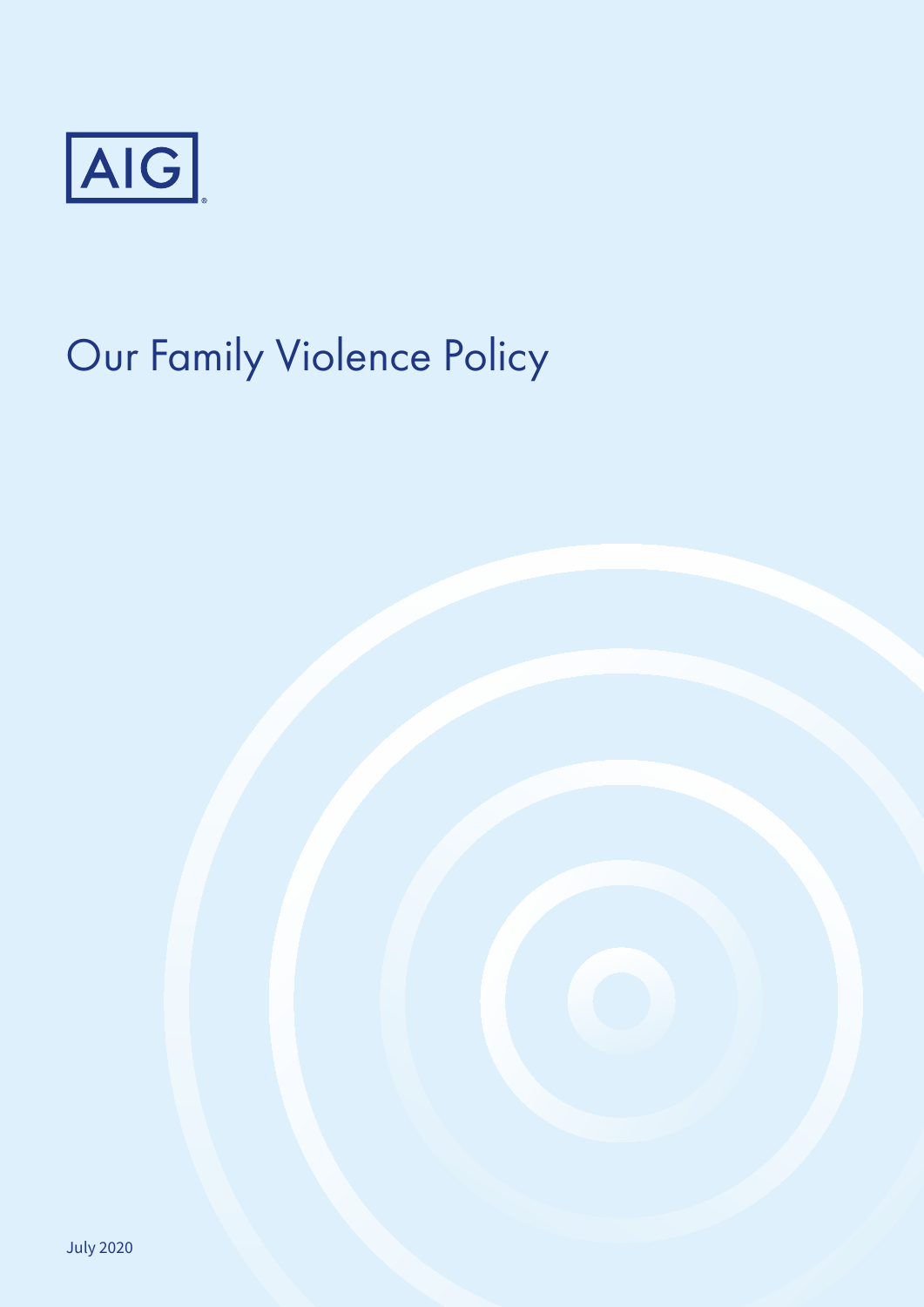AIG

# Our Family Violence Policy

July 2020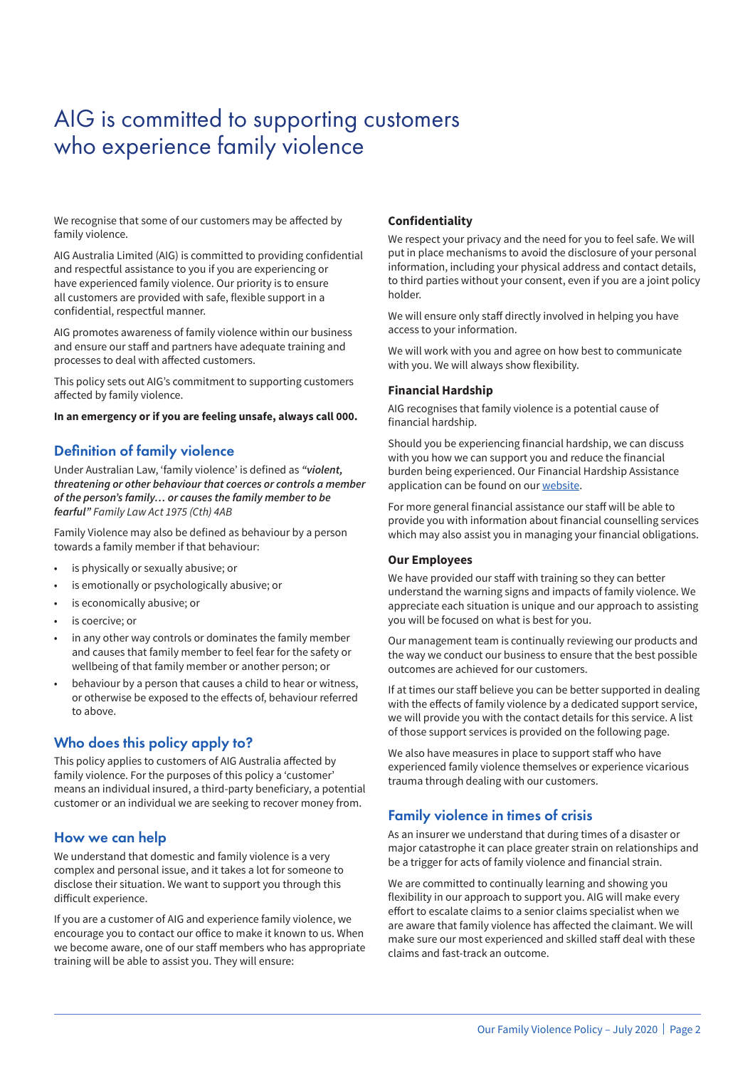# AIG is committed to supporting customers who experience family violence

We recognise that some of our customers may be affected by family violence.

AIG Australia Limited (AIG) is committed to providing confidential and respectful assistance to you if you are experiencing or have experienced family violence. Our priority is to ensure all customers are provided with safe, flexible support in a confidential, respectful manner.

AIG promotes awareness of family violence within our business and ensure our staff and partners have adequate training and processes to deal with affected customers.

This policy sets out AIG's commitment to supporting customers affected by family violence.

**In an emergency or if you are feeling unsafe, always call 000.**

## Definition of family violence

Under Australian Law, 'family violence' is defined as ***"violent, threatening or other behaviour that coerces or controls a member of the person's family… or causes the family member to be fearful"*** *Family Law Act 1975 (Cth) 4AB*

Family Violence may also be defined as behaviour by a person towards a family member if that behaviour:

- is physically or sexually abusive; or
- is emotionally or psychologically abusive; or
- is economically abusive; or
- is coercive; or
- in any other way controls or dominates the family member and causes that family member to feel fear for the safety or wellbeing of that family member or another person; or
- behaviour by a person that causes a child to hear or witness, or otherwise be exposed to the effects of, behaviour referred to above.

## Who does this policy apply to?

This policy applies to customers of AIG Australia affected by family violence. For the purposes of this policy a 'customer' means an individual insured, a third-party beneficiary, a potential customer or an individual we are seeking to recover money from.

## How we can help

We understand that domestic and family violence is a very complex and personal issue, and it takes a lot for someone to disclose their situation. We want to support you through this difficult experience.

If you are a customer of AIG and experience family violence, we encourage you to contact our office to make it known to us. When we become aware, one of our staff members who has appropriate training will be able to assist you. They will ensure:

### Confidentiality

We respect your privacy and the need for you to feel safe. We will put in place mechanisms to avoid the disclosure of your personal information, including your physical address and contact details, to third parties without your consent, even if you are a joint policy holder.

We will ensure only staff directly involved in helping you have access to your information.

We will work with you and agree on how best to communicate with you. We will always show flexibility.

### Financial Hardship

AIG recognises that family violence is a potential cause of financial hardship.

Should you be experiencing financial hardship, we can discuss with you how we can support you and reduce the financial burden being experienced. Our Financial Hardship Assistance application can be found on our website.

For more general financial assistance our staff will be able to provide you with information about financial counselling services which may also assist you in managing your financial obligations.

### Our Employees

We have provided our staff with training so they can better understand the warning signs and impacts of family violence. We appreciate each situation is unique and our approach to assisting you will be focused on what is best for you.

Our management team is continually reviewing our products and the way we conduct our business to ensure that the best possible outcomes are achieved for our customers.

If at times our staff believe you can be better supported in dealing with the effects of family violence by a dedicated support service, we will provide you with the contact details for this service. A list of those support services is provided on the following page.

We also have measures in place to support staff who have experienced family violence themselves or experience vicarious trauma through dealing with our customers.

## Family violence in times of crisis

As an insurer we understand that during times of a disaster or major catastrophe it can place greater strain on relationships and be a trigger for acts of family violence and financial strain.

We are committed to continually learning and showing you flexibility in our approach to support you. AIG will make every effort to escalate claims to a senior claims specialist when we are aware that family violence has affected the claimant. We will make sure our most experienced and skilled staff deal with these claims and fast-track an outcome.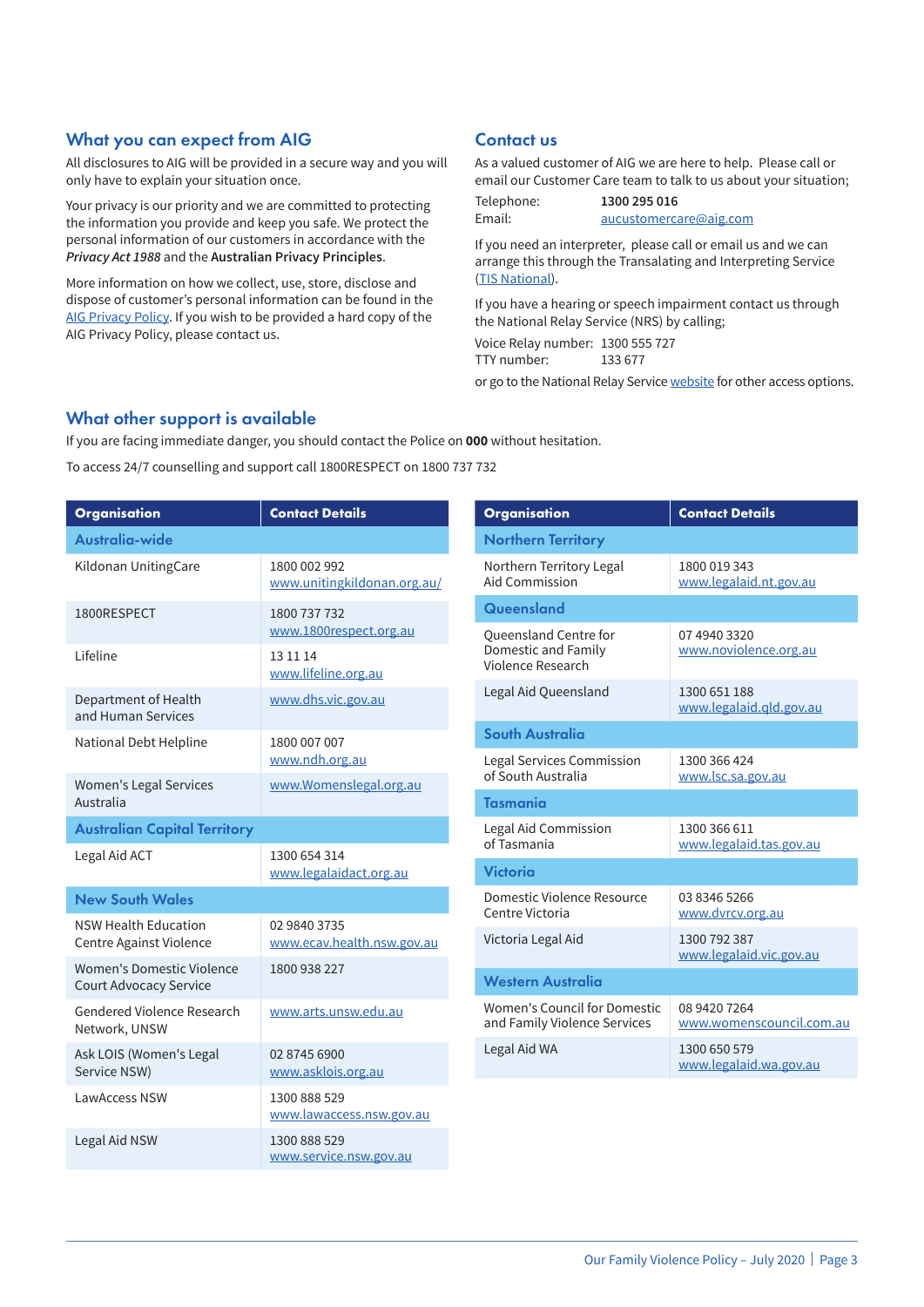## What you can expect from AIG

All disclosures to AIG will be provided in a secure way and you will only have to explain your situation once.

Your privacy is our priority and we are committed to protecting the information you provide and keep you safe. We protect the personal information of our customers in accordance with the ***Privacy Act 1988*** and the **Australian Privacy Principles**.

More information on how we collect, use, store, disclose and dispose of customer's personal information can be found in the AIG Privacy Policy. If you wish to be provided a hard copy of the AIG Privacy Policy, please contact us.

## Contact us

As a valued customer of AIG we are here to help. Please call or email our Customer Care team to talk to us about your situation;

Telephone: **1300 295 016**
Email: aucustomercare@aig.com

If you need an interpreter, please call or email us and we can arrange this through the Transalating and Interpreting Service (TIS National).

If you have a hearing or speech impairment contact us through the National Relay Service (NRS) by calling;

Voice Relay number: 1300 555 727
TTY number: 133 677

or go to the National Relay Service website for other access options.

## What other support is available

If you are facing immediate danger, you should contact the Police on **000** without hesitation.

To access 24/7 counselling and support call 1800RESPECT on 1800 737 732

| Organisation | Contact Details |
|---|---|
| **Australia-wide** | |
| Kildonan UnitingCare | 1800 002 992 www.unitingkildonan.org.au/ |
| 1800RESPECT | 1800 737 732 www.1800respect.org.au |
| Lifeline | 13 11 14 www.lifeline.org.au |
| Department of Health and Human Services | www.dhs.vic.gov.au |
| National Debt Helpline | 1800 007 007 www.ndh.org.au |
| Women's Legal Services Australia | www.Womenslegal.org.au |
| **Australian Capital Territory** | |
| Legal Aid ACT | 1300 654 314 www.legalaidact.org.au |
| **New South Wales** | |
| NSW Health Education Centre Against Violence | 02 9840 3735 www.ecav.health.nsw.gov.au |
| Women's Domestic Violence Court Advocacy Service | 1800 938 227 |
| Gendered Violence Research Network, UNSW | www.arts.unsw.edu.au |
| Ask LOIS (Women's Legal Service NSW) | 02 8745 6900 www.asklois.org.au |
| LawAccess NSW | 1300 888 529 www.lawaccess.nsw.gov.au |
| Legal Aid NSW | 1300 888 529 www.service.nsw.gov.au |

| Organisation | Contact Details |
|---|---|
| **Northern Territory** | |
| Northern Territory Legal Aid Commission | 1800 019 343 www.legalaid.nt.gov.au |
| **Queensland** | |
| Queensland Centre for Domestic and Family Violence Research | 07 4940 3320 www.noviolence.org.au |
| Legal Aid Queensland | 1300 651 188 www.legalaid.qld.gov.au |
| **South Australia** | |
| Legal Services Commission of South Australia | 1300 366 424 www.lsc.sa.gov.au |
| **Tasmania** | |
| Legal Aid Commission of Tasmania | 1300 366 611 www.legalaid.tas.gov.au |
| **Victoria** | |
| Domestic Violence Resource Centre Victoria | 03 8346 5266 www.dvrcv.org.au |
| Victoria Legal Aid | 1300 792 387 www.legalaid.vic.gov.au |
| **Western Australia** | |
| Women's Council for Domestic and Family Violence Services | 08 9420 7264 www.womenscouncil.com.au |
| Legal Aid WA | 1300 650 579 www.legalaid.wa.gov.au |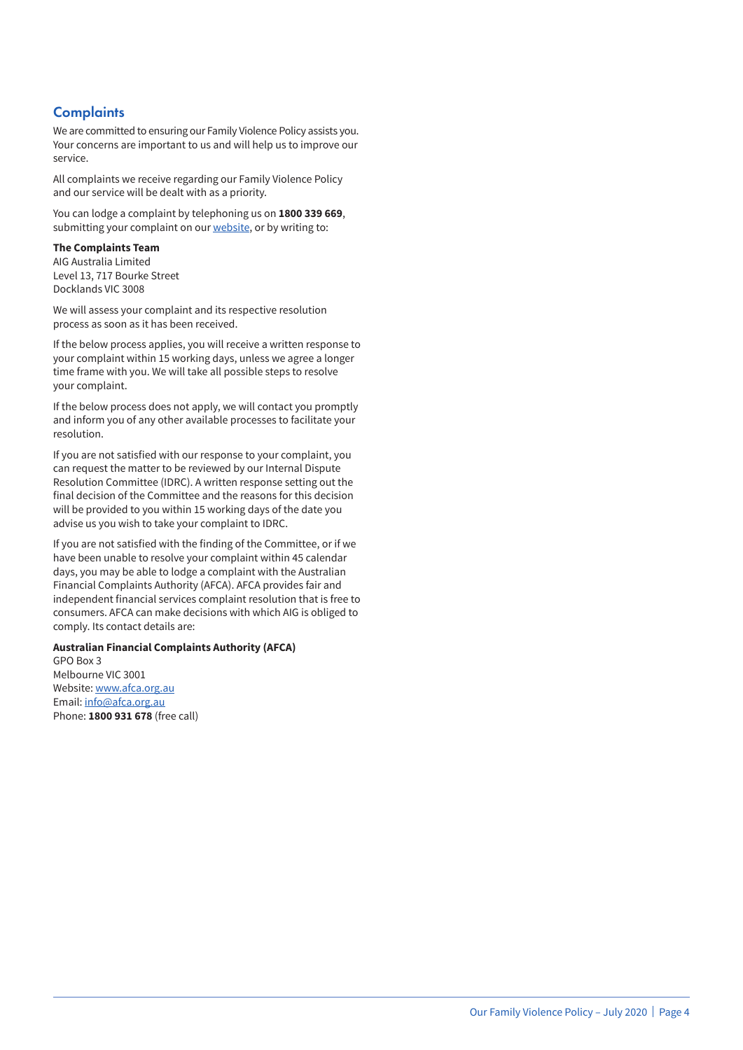## Complaints

We are committed to ensuring our Family Violence Policy assists you. Your concerns are important to us and will help us to improve our service.

All complaints we receive regarding our Family Violence Policy and our service will be dealt with as a priority.

You can lodge a complaint by telephoning us on **1800 339 669**, submitting your complaint on our website, or by writing to:

**The Complaints Team**
AIG Australia Limited
Level 13, 717 Bourke Street
Docklands VIC 3008

We will assess your complaint and its respective resolution process as soon as it has been received.

If the below process applies, you will receive a written response to your complaint within 15 working days, unless we agree a longer time frame with you. We will take all possible steps to resolve your complaint.

If the below process does not apply, we will contact you promptly and inform you of any other available processes to facilitate your resolution.

If you are not satisfied with our response to your complaint, you can request the matter to be reviewed by our Internal Dispute Resolution Committee (IDRC). A written response setting out the final decision of the Committee and the reasons for this decision will be provided to you within 15 working days of the date you advise us you wish to take your complaint to IDRC.

If you are not satisfied with the finding of the Committee, or if we have been unable to resolve your complaint within 45 calendar days, you may be able to lodge a complaint with the Australian Financial Complaints Authority (AFCA). AFCA provides fair and independent financial services complaint resolution that is free to consumers. AFCA can make decisions with which AIG is obliged to comply. Its contact details are:

**Australian Financial Complaints Authority (AFCA)**
GPO Box 3
Melbourne VIC 3001
Website: www.afca.org.au
Email: info@afca.org.au
Phone: **1800 931 678** (free call)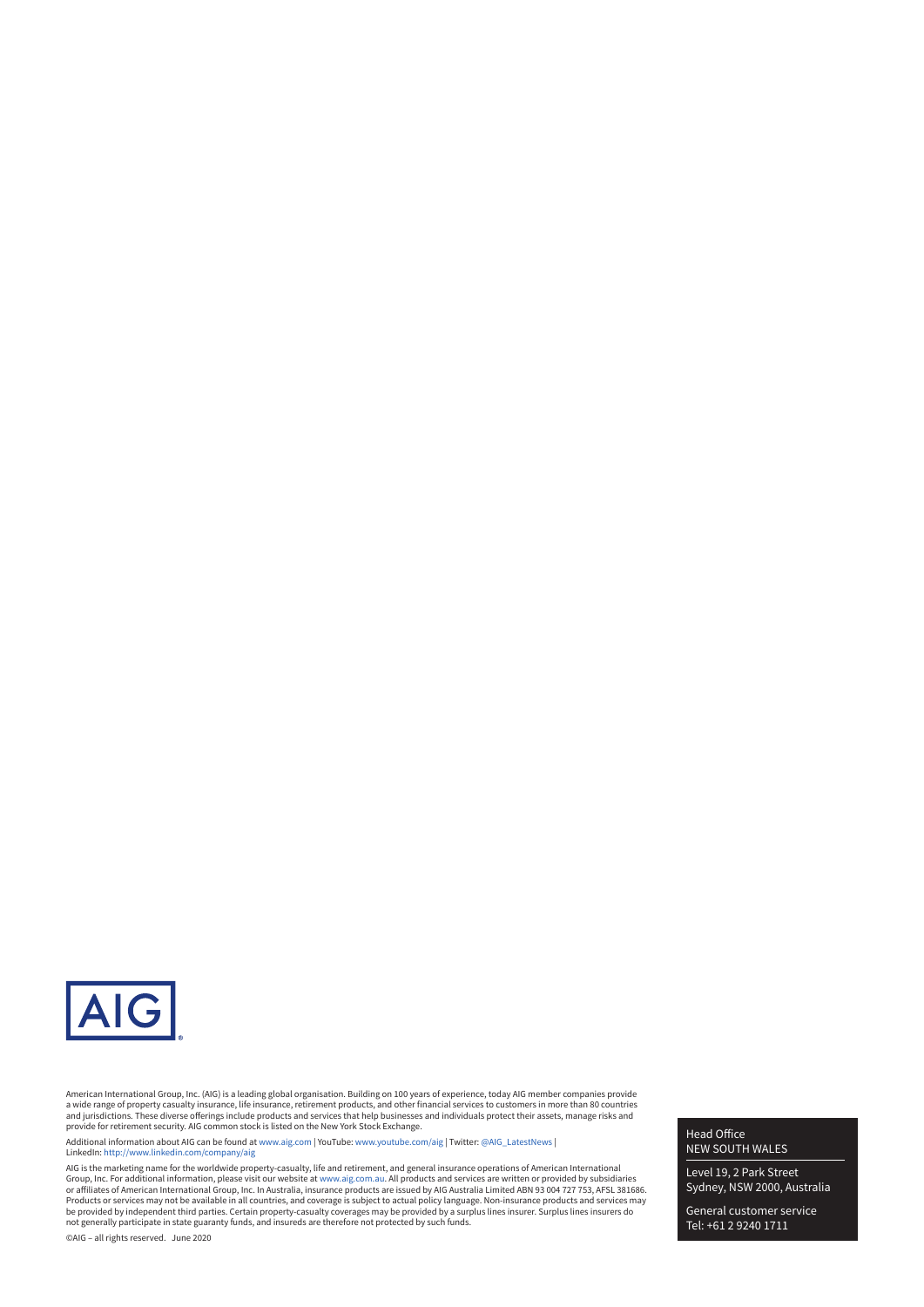AIG

American International Group, Inc. (AIG) is a leading global organisation. Building on 100 years of experience, today AIG member companies provide a wide range of property casualty insurance, life insurance, retirement products, and other financial services to customers in more than 80 countries and jurisdictions. These diverse offerings include products and services that help businesses and individuals protect their assets, manage risks and provide for retirement security. AIG common stock is listed on the New York Stock Exchange.

Additional information about AIG can be found at www.aig.com | YouTube: www.youtube.com/aig | Twitter: @AIG_LatestNews | LinkedIn: http://www.linkedin.com/company/aig

AIG is the marketing name for the worldwide property-casualty, life and retirement, and general insurance operations of American International Group, Inc. For additional information, please visit our website at www.aig.com.au. All products and services are written or provided by subsidiaries or affiliates of American International Group, Inc. In Australia, insurance products are issued by AIG Australia Limited ABN 93 004 727 753, AFSL 381686. Products or services may not be available in all countries, and coverage is subject to actual policy language. Non-insurance products and services may be provided by independent third parties. Certain property-casualty coverages may be provided by a surplus lines insurer. Surplus lines insurers do not generally participate in state guaranty funds, and insureds are therefore not protected by such funds.

©AIG – all rights reserved. June 2020

Head Office
NEW SOUTH WALES

Level 19, 2 Park Street
Sydney, NSW 2000, Australia

General customer service
Tel: +61 2 9240 1711